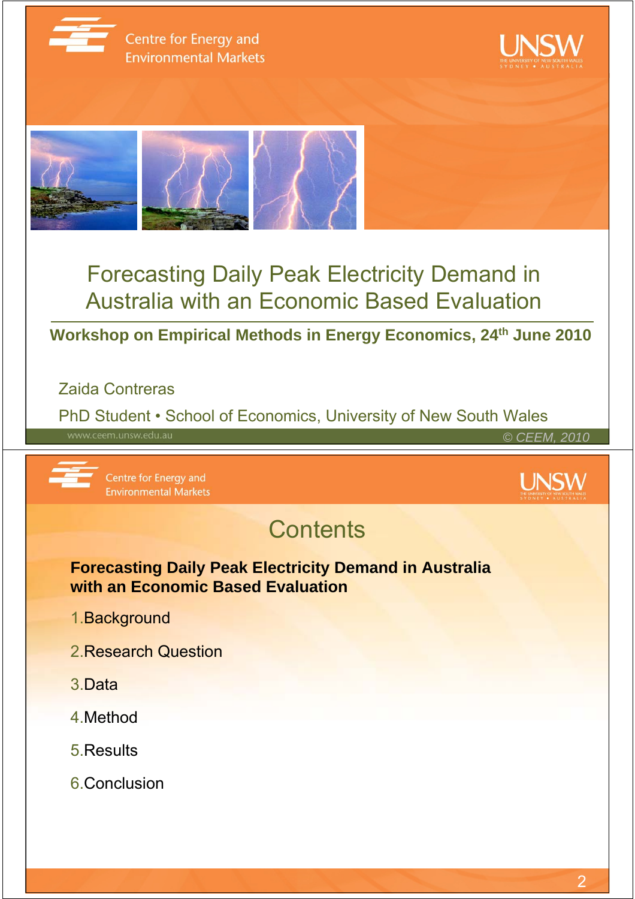Centre for Energy and Environmental Markets

# Forecasting Daily Peak Electricity Demand in Australia with an Economic Based Evaluation

**Workshop on Empirical Methods in Energy Economics, 24$^{th}$ June 2010**

Zaida Contreras

PhD Student • School of Economics, University of New South Wales

www.ceem.unsw.edu.au

© CEEM, 2010

---

Centre for Energy and Environmental Markets

## Contents

**Forecasting Daily Peak Electricity Demand in Australia with an Economic Based Evaluation**

1. Background
2. Research Question
3. Data
4. Method
5. Results
6. Conclusion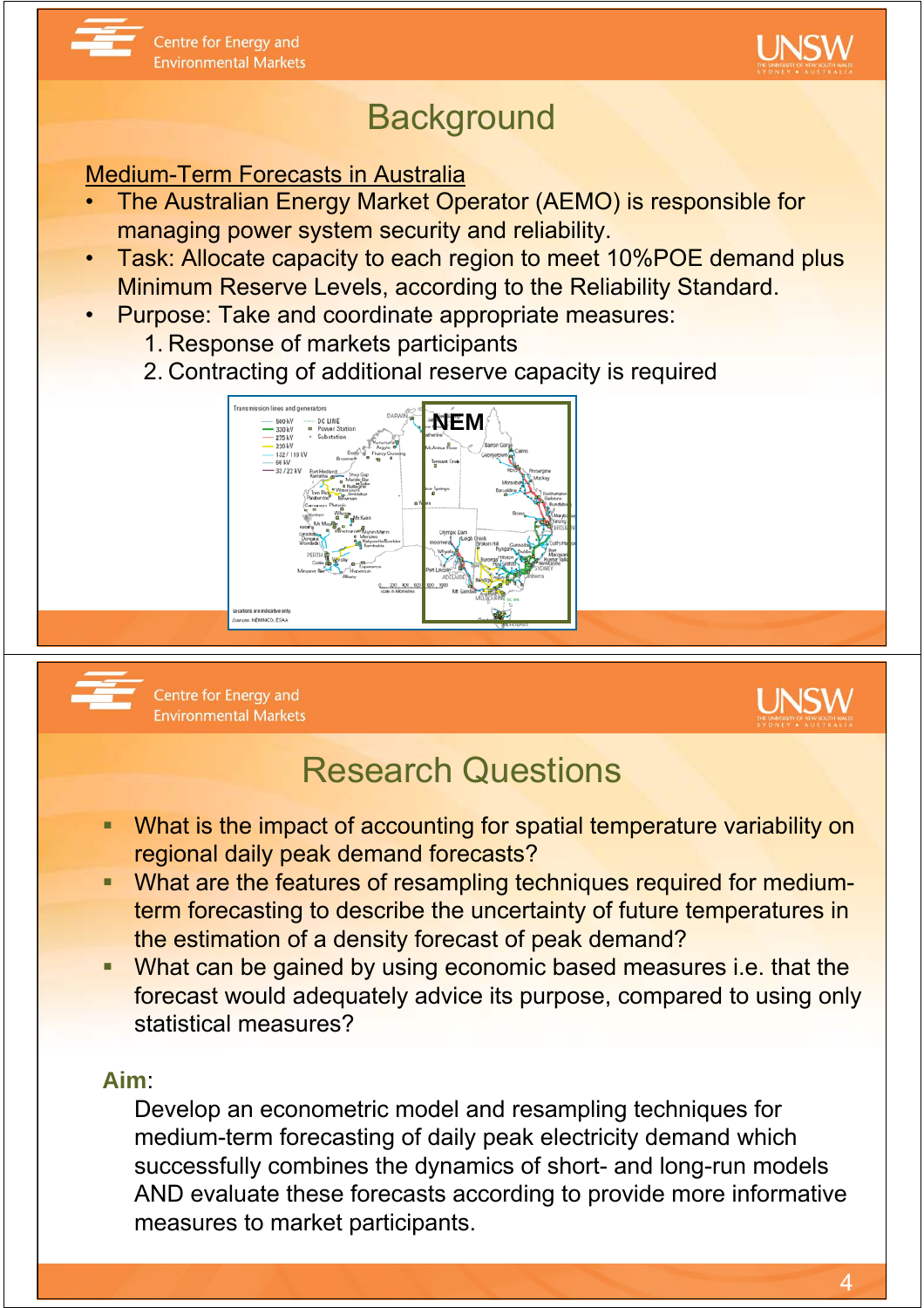# Background

<u>Medium-Term Forecasts in Australia</u>

- The Australian Energy Market Operator (AEMO) is responsible for managing power system security and reliability.
- Task: Allocate capacity to each region to meet 10%POE demand plus Minimum Reserve Levels, according to the Reliability Standard.
- Purpose: Take and coordinate appropriate measures:
    1. Response of markets participants
    2. Contracting of additional reserve capacity is required

# Research Questions

- What is the impact of accounting for spatial temperature variability on regional daily peak demand forecasts?
- What are the features of resampling techniques required for medium-term forecasting to describe the uncertainty of future temperatures in the estimation of a density forecast of peak demand?
- What can be gained by using economic based measures i.e. that the forecast would adequately advice its purpose, compared to using only statistical measures?

**Aim**:

Develop an econometric model and resampling techniques for medium-term forecasting of daily peak electricity demand which successfully combines the dynamics of short- and long-run models AND evaluate these forecasts according to provide more informative measures to market participants.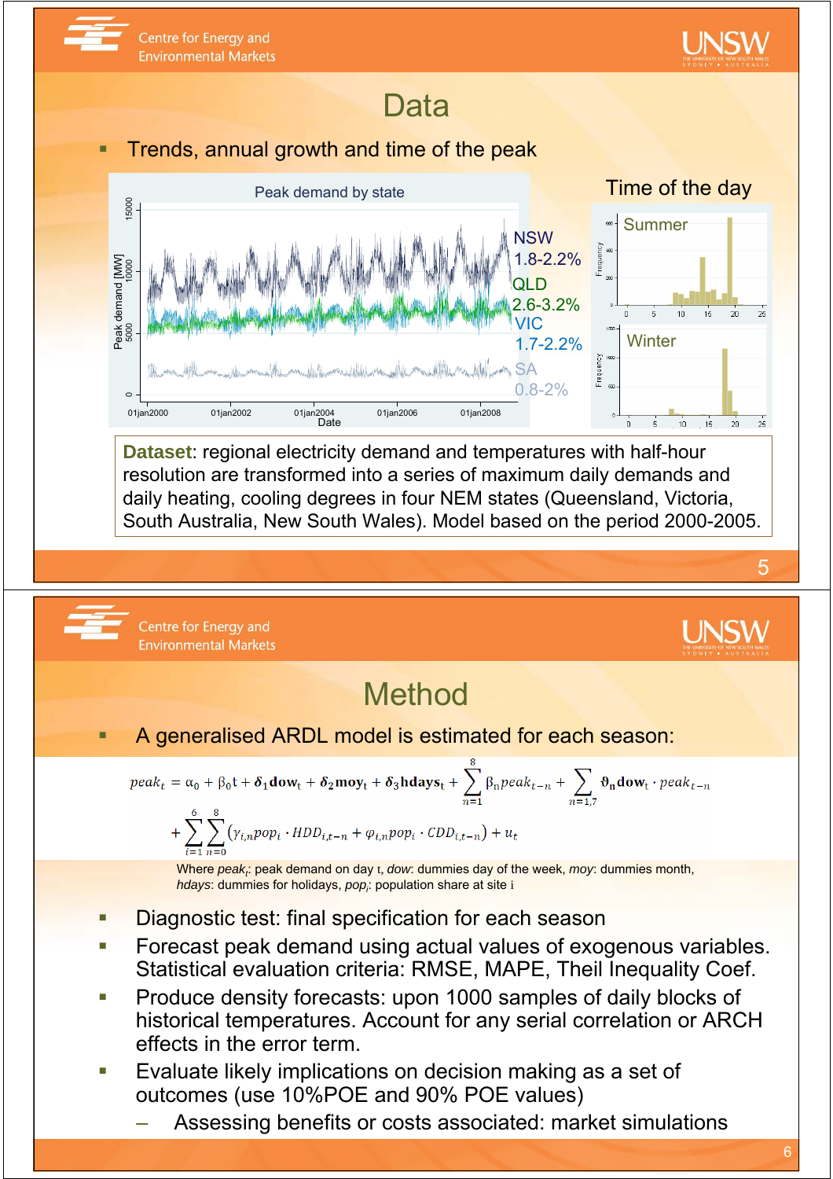# Data

- Trends, annual growth and time of the peak

Peak demand by state

NSW 1.8-2.2%
QLD 2.6-3.2%
VIC 1.7-2.2%
SA 0.8-2%

Time of the day

**Dataset**: regional electricity demand and temperatures with half-hour resolution are transformed into a series of maximum daily demands and daily heating, cooling degrees in four NEM states (Queensland, Victoria, South Australia, New South Wales). Model based on the period 2000-2005.

# Method

- A generalised ARDL model is estimated for each season:

$$peak_t = \alpha_0 + \beta_0 t + \boldsymbol{\delta}_1 \mathbf{dow}_t + \boldsymbol{\delta}_2 \mathbf{moy}_t + \boldsymbol{\delta}_3 \mathbf{hdays}_t + \sum_{n=1}^{8} \beta_n peak_{t-n} + \sum_{n=1,7} \boldsymbol{\vartheta}_n \mathbf{dow}_t \cdot peak_{t-n}$$
$$+ \sum_{i=1}^{6} \sum_{n=0}^{8} \left( \gamma_{i,n} pop_i \cdot HDD_{i,t-n} + \varphi_{i,n} pop_i \cdot CDD_{i,t-n} \right) + u_t$$

Where $peak_t$: peak demand on day t, *dow*: dummies day of the week, *moy*: dummies month, *hdays*: dummies for holidays, $pop_i$: population share at site i

- Diagnostic test: final specification for each season
- Forecast peak demand using actual values of exogenous variables. Statistical evaluation criteria: RMSE, MAPE, Theil Inequality Coef.
- Produce density forecasts: upon 1000 samples of daily blocks of historical temperatures. Account for any serial correlation or ARCH effects in the error term.
- Evaluate likely implications on decision making as a set of outcomes (use 10%POE and 90% POE values)
  - Assessing benefits or costs associated: market simulations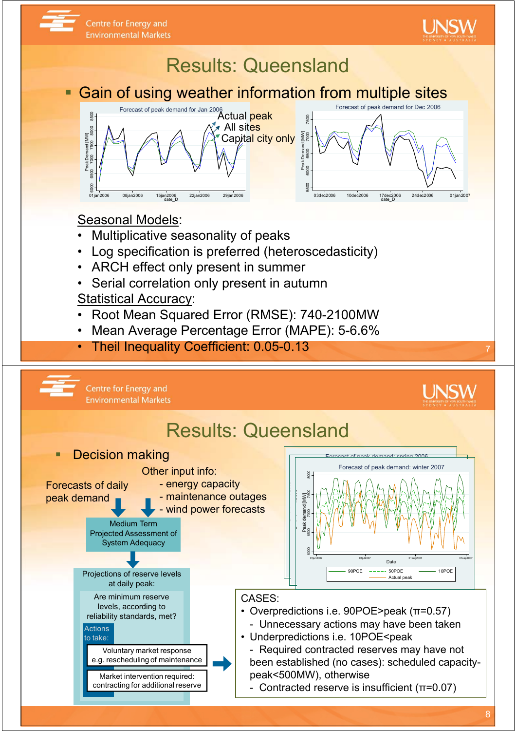# Results: Queensland

- Gain of using weather information from multiple sites

Forecast of peak demand for Jan 2006

Actual peak
All sites
Capital city only

Forecast of peak demand for Dec 2006

Seasonal Models:

- Multiplicative seasonality of peaks
- Log specification is preferred (heteroscedasticity)
- ARCH effect only present in summer
- Serial correlation only present in autumn

Statistical Accuracy:

- Root Mean Squared Error (RMSE): 740-2100MW
- Mean Average Percentage Error (MAPE): 5-6.6%
- Theil Inequality Coefficient: 0.05-0.13

# Results: Queensland

- Decision making

Forecasts of daily peak demand

Other input info:
- energy capacity
- maintenance outages
- wind power forecasts

Medium Term Projected Assessment of System Adequacy

Projections of reserve levels at daily peak:

Are minimum reserve levels, according to reliability standards, met?

Actions to take:

Voluntary market response e.g. rescheduling of maintenance

Market intervention required: contracting for additional reserve

Forecast of peak demand: spring 2006

Forecast of peak demand: winter 2007

90POE, 50POE, 10POE, Actual peak

CASES:

- Overpredictions i.e. 90POE>peak ($\pi$=0.57)
  - Unnecessary actions may have been taken
- Underpredictions i.e. 10POE<peak
  - Required contracted reserves may have not been established (no cases): scheduled capacity-peak<500MW), otherwise
  - Contracted reserve is insufficient ($\pi$=0.07)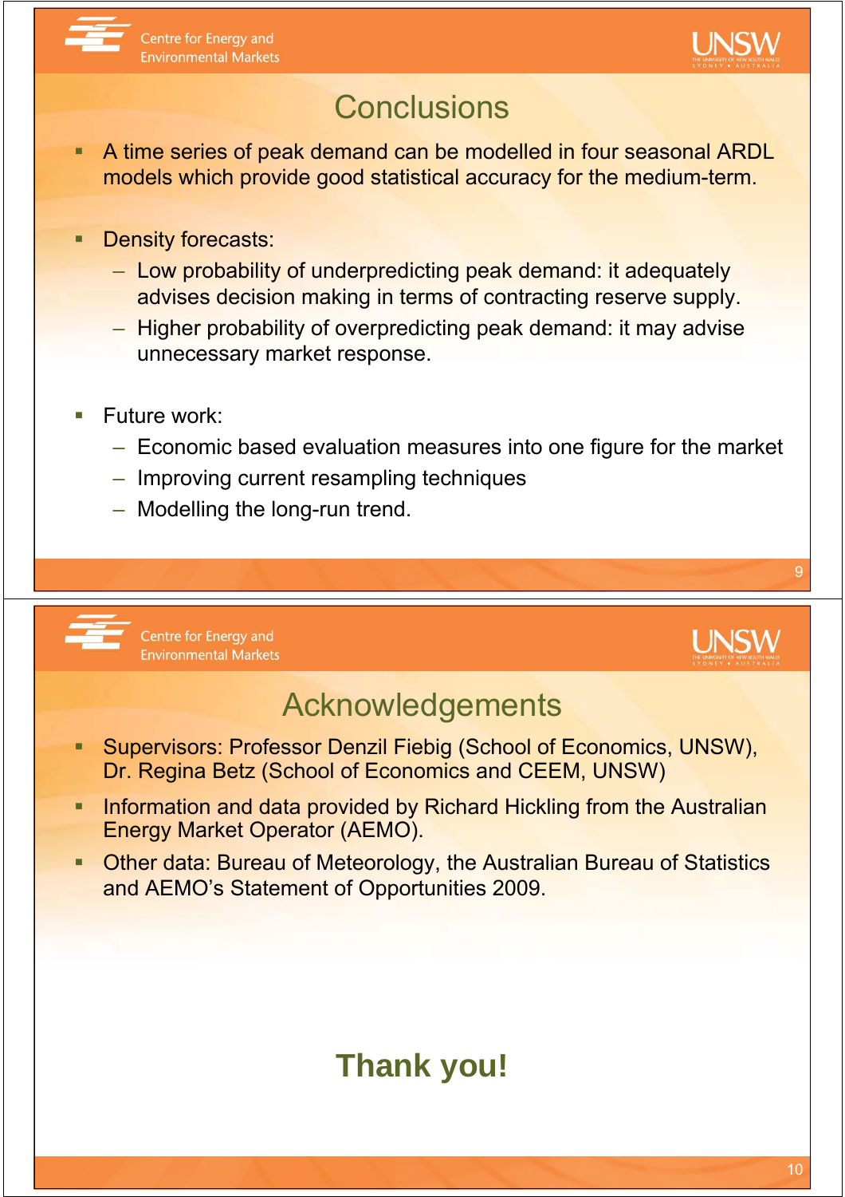## Conclusions

- A time series of peak demand can be modelled in four seasonal ARDL models which provide good statistical accuracy for the medium-term.
- Density forecasts:
  - Low probability of underpredicting peak demand: it adequately advises decision making in terms of contracting reserve supply.
  - Higher probability of overpredicting peak demand: it may advise unnecessary market response.
- Future work:
  - Economic based evaluation measures into one figure for the market
  - Improving current resampling techniques
  - Modelling the long-run trend.

## Acknowledgements

- Supervisors: Professor Denzil Fiebig (School of Economics, UNSW), Dr. Regina Betz (School of Economics and CEEM, UNSW)
- Information and data provided by Richard Hickling from the Australian Energy Market Operator (AEMO).
- Other data: Bureau of Meteorology, the Australian Bureau of Statistics and AEMO's Statement of Opportunities 2009.

**Thank you!**